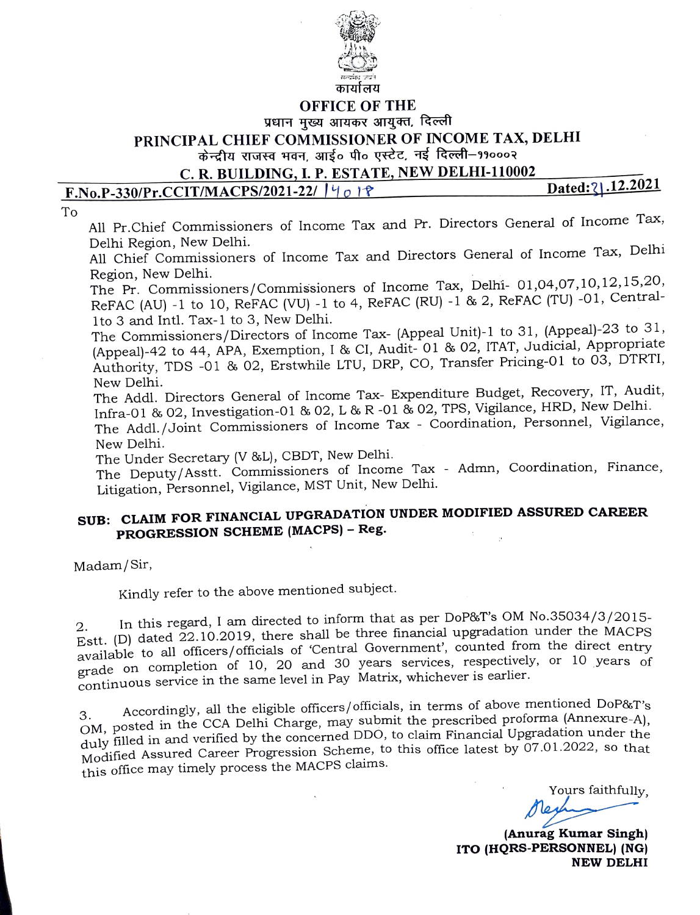कार्यालय

**OFFICE OF THE**

प्रधान मुख्य आयकर आयुक्त, दिल्ली

**PRINCIPAL CHIEF COMMISSIONER OF INCOME TAX, DELHI**

केन्द्रीय राजस्व भवन, आई० पी० एस्टेट, नई दिल्ली–११०००२

**C. R. BUILDING, I. P. ESTATE, NEW DELHI-110002**

**F.No.P-330/Pr.CCIT/MACPS/2021-22/ 14018** **Dated: 31.12.2021**

To

All Pr.Chief Commissioners of Income Tax and Pr. Directors General of Income Tax, Delhi Region, New Delhi.
All Chief Commissioners of Income Tax and Directors General of Income Tax, Delhi Region, New Delhi.
The Pr. Commissioners/Commissioners of Income Tax, Delhi- 01,04,07,10,12,15,20, ReFAC (AU) -1 to 10, ReFAC (VU) -1 to 4, ReFAC (RU) -1 & 2, ReFAC (TU) -01, Central-1to 3 and Intl. Tax-1 to 3, New Delhi.
The Commissioners/Directors of Income Tax- (Appeal Unit)-1 to 31, (Appeal)-23 to 31, (Appeal)-42 to 44, APA, Exemption, I & CI, Audit- 01 & 02, ITAT, Judicial, Appropriate Authority, TDS -01 & 02, Erstwhile LTU, DRP, CO, Transfer Pricing-01 to 03, DTRTI, New Delhi.
The Addl. Directors General of Income Tax- Expenditure Budget, Recovery, IT, Audit, Infra-01 & 02, Investigation-01 & 02, L & R -01 & 02, TPS, Vigilance, HRD, New Delhi.
The Addl./Joint Commissioners of Income Tax - Coordination, Personnel, Vigilance, New Delhi.
The Under Secretary (V &L), CBDT, New Delhi.
The Deputy/Asstt. Commissioners of Income Tax - Admn, Coordination, Finance, Litigation, Personnel, Vigilance, MST Unit, New Delhi.

**SUB: CLAIM FOR FINANCIAL UPGRADATION UNDER MODIFIED ASSURED CAREER PROGRESSION SCHEME (MACPS) – Reg.**

Madam/Sir,

Kindly refer to the above mentioned subject.

2. In this regard, I am directed to inform that as per DoP&T's OM No.35034/3/2015-Estt. (D) dated 22.10.2019, there shall be three financial upgradation under the MACPS available to all officers/officials of 'Central Government', counted from the direct entry grade on completion of 10, 20 and 30 years services, respectively, or 10 years of continuous service in the same level in Pay Matrix, whichever is earlier.

3. Accordingly, all the eligible officers/officials, in terms of above mentioned DoP&T's OM, posted in the CCA Delhi Charge, may submit the prescribed proforma (Annexure-A), duly filled in and verified by the concerned DDO, to claim Financial Upgradation under the Modified Assured Career Progression Scheme, to this office latest by 07.01.2022, so that this office may timely process the MACPS claims.

Yours faithfully,

**(Anurag Kumar Singh)**
**ITO (HQRS-PERSONNEL) (NG)**
**NEW DELHI**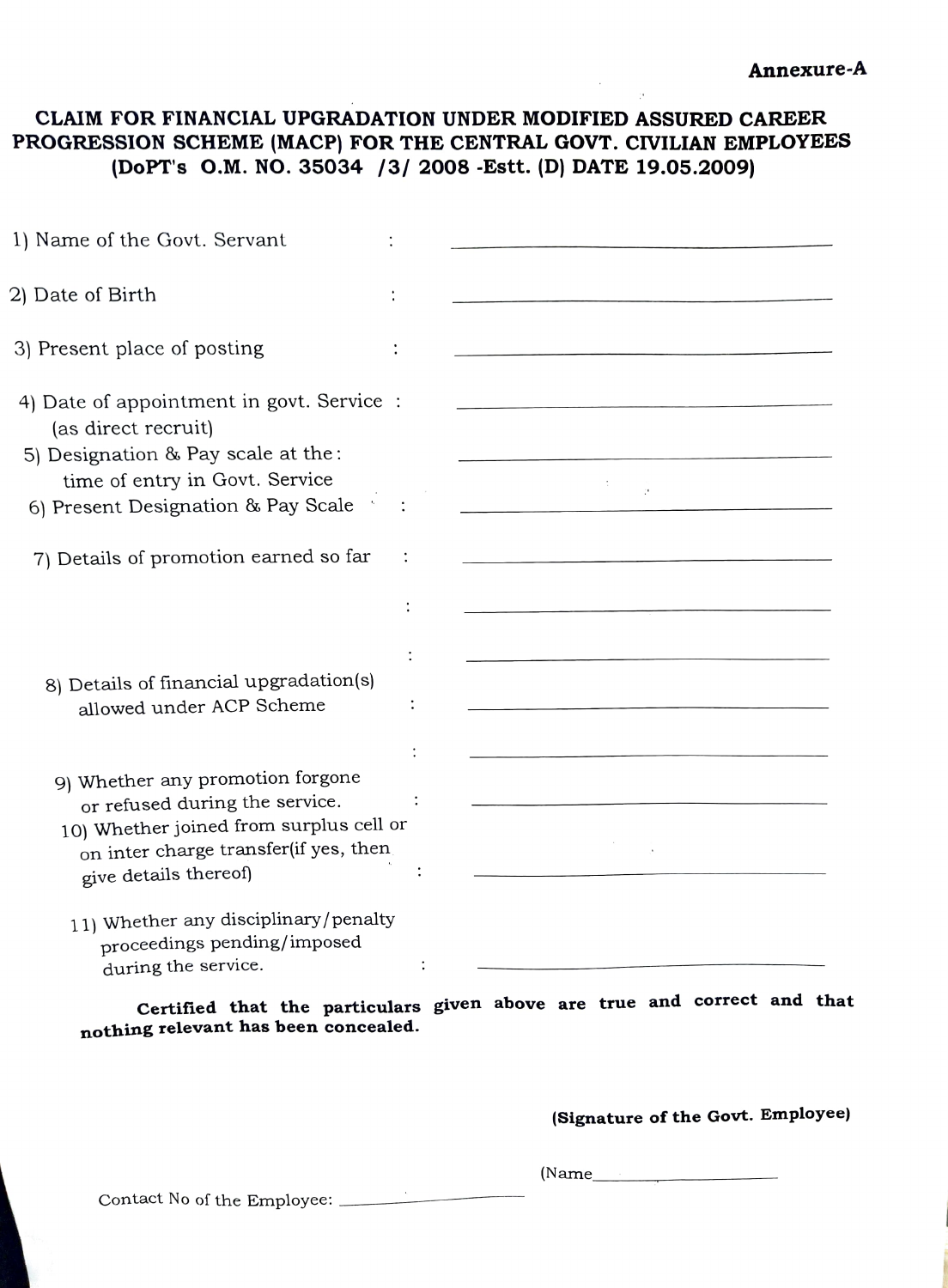**Annexure-A**

## CLAIM FOR FINANCIAL UPGRADATION UNDER MODIFIED ASSURED CAREER PROGRESSION SCHEME (MACP) FOR THE CENTRAL GOVT. CIVILIAN EMPLOYEES (DoPT's O.M. NO. 35034 /3/ 2008 -Estt. (D) DATE 19.05.2009)

1) Name of the Govt. Servant : ______________________________

2) Date of Birth : ______________________________

3) Present place of posting : ______________________________

4) Date of appointment in govt. Service (as direct recruit) : ______________________________

5) Designation & Pay scale at the time of entry in Govt. Service : ______________________________

6) Present Designation & Pay Scale : ______________________________

7) Details of promotion earned so far : ______________________________

: ______________________________

: ______________________________

8) Details of financial upgradation(s) allowed under ACP Scheme : ______________________________

: ______________________________

9) Whether any promotion forgone or refused during the service. : ______________________________

10) Whether joined from surplus cell or on inter charge transfer(if yes, then give details thereof) : ______________________________

11) Whether any disciplinary/penalty proceedings pending/imposed during the service. : ______________________________

**Certified that the particulars given above are true and correct and that nothing relevant has been concealed.**

**(Signature of the Govt. Employee)**

(Name______________________

Contact No of the Employee: ______________________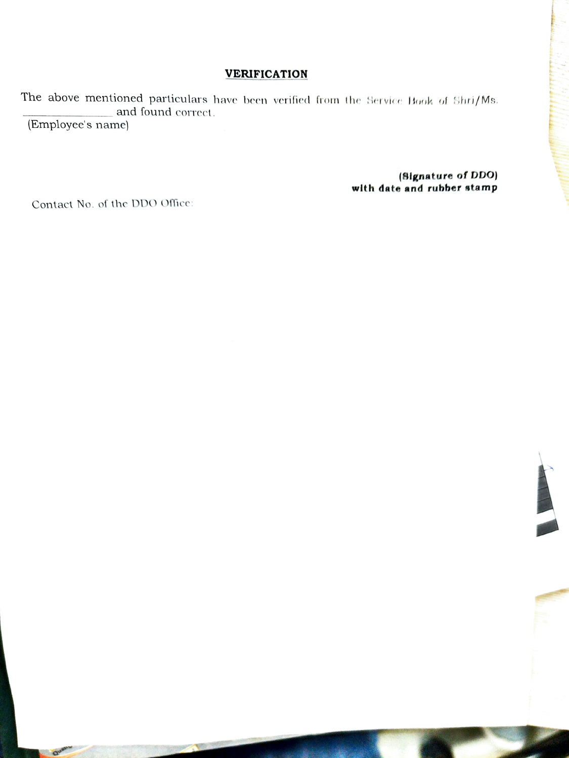## VERIFICATION

The above mentioned particulars have been verified from the Service Book of Shri/Ms. _______________ and found correct.
(Employee's name)

**(Signature of DDO)**
**with date and rubber stamp**

Contact No. of the DDO Office: